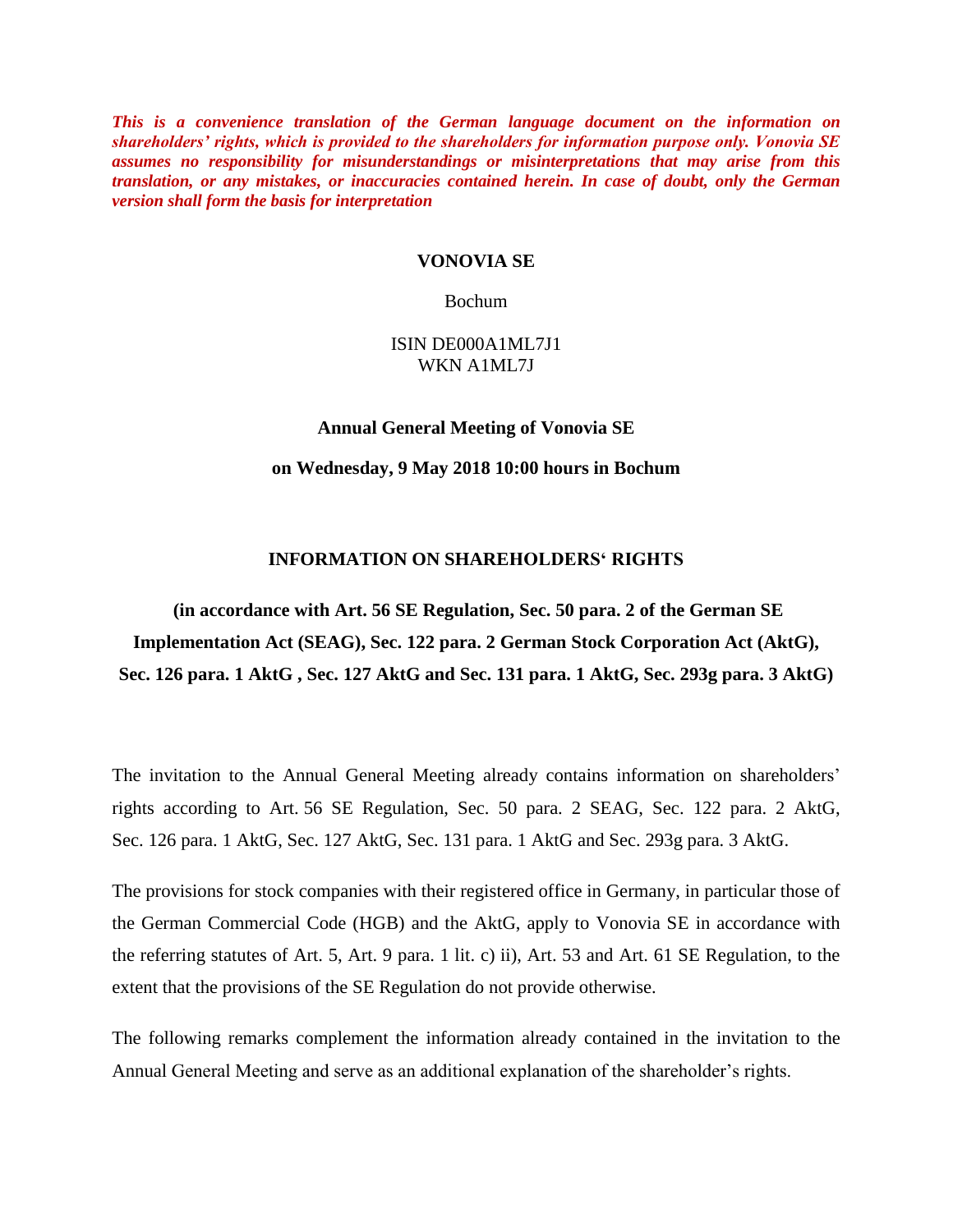***This is a convenience translation of the German language document on the information on shareholders' rights, which is provided to the shareholders for information purpose only. Vonovia SE assumes no responsibility for misunderstandings or misinterpretations that may arise from this translation, or any mistakes, or inaccuracies contained herein. In case of doubt, only the German version shall form the basis for interpretation***

**VONOVIA SE**

Bochum

ISIN DE000A1ML7J1
WKN A1ML7J

**Annual General Meeting of Vonovia SE**

**on Wednesday, 9 May 2018 10:00 hours in Bochum**

# INFORMATION ON SHAREHOLDERS' RIGHTS

**(in accordance with Art. 56 SE Regulation, Sec. 50 para. 2 of the German SE Implementation Act (SEAG), Sec. 122 para. 2 German Stock Corporation Act (AktG), Sec. 126 para. 1 AktG , Sec. 127 AktG and Sec. 131 para. 1 AktG, Sec. 293g para. 3 AktG)**

The invitation to the Annual General Meeting already contains information on shareholders' rights according to Art. 56 SE Regulation, Sec. 50 para. 2 SEAG, Sec. 122 para. 2 AktG, Sec. 126 para. 1 AktG, Sec. 127 AktG, Sec. 131 para. 1 AktG and Sec. 293g para. 3 AktG.

The provisions for stock companies with their registered office in Germany, in particular those of the German Commercial Code (HGB) and the AktG, apply to Vonovia SE in accordance with the referring statutes of Art. 5, Art. 9 para. 1 lit. c) ii), Art. 53 and Art. 61 SE Regulation, to the extent that the provisions of the SE Regulation do not provide otherwise.

The following remarks complement the information already contained in the invitation to the Annual General Meeting and serve as an additional explanation of the shareholder's rights.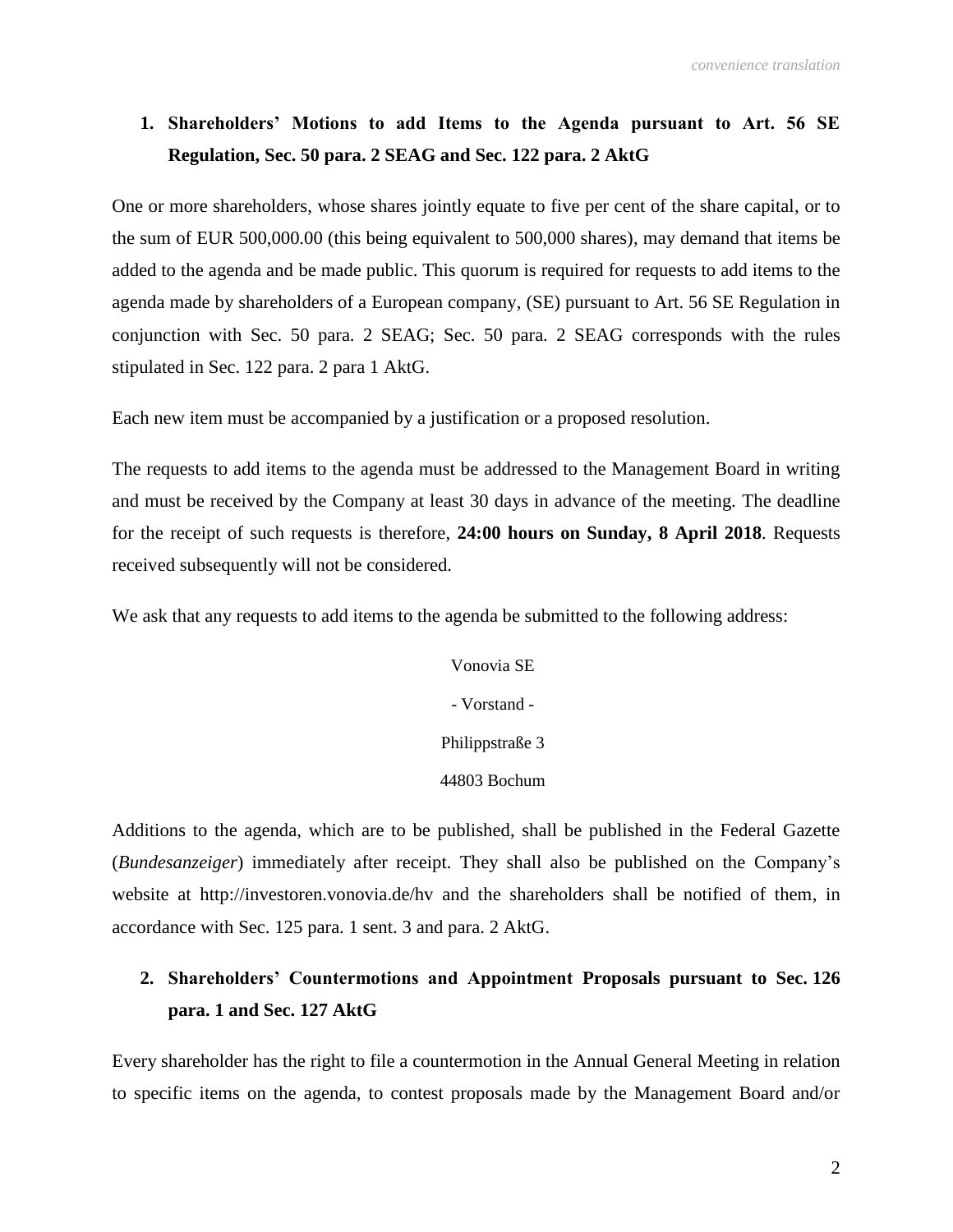## 1. Shareholders' Motions to add Items to the Agenda pursuant to Art. 56 SE Regulation, Sec. 50 para. 2 SEAG and Sec. 122 para. 2 AktG

One or more shareholders, whose shares jointly equate to five per cent of the share capital, or to the sum of EUR 500,000.00 (this being equivalent to 500,000 shares), may demand that items be added to the agenda and be made public. This quorum is required for requests to add items to the agenda made by shareholders of a European company, (SE) pursuant to Art. 56 SE Regulation in conjunction with Sec. 50 para. 2 SEAG; Sec. 50 para. 2 SEAG corresponds with the rules stipulated in Sec. 122 para. 2 para 1 AktG.

Each new item must be accompanied by a justification or a proposed resolution.

The requests to add items to the agenda must be addressed to the Management Board in writing and must be received by the Company at least 30 days in advance of the meeting. The deadline for the receipt of such requests is therefore, **24:00 hours on Sunday, 8 April 2018**. Requests received subsequently will not be considered.

We ask that any requests to add items to the agenda be submitted to the following address:

Vonovia SE

\- Vorstand -

Philippstraße 3

44803 Bochum

Additions to the agenda, which are to be published, shall be published in the Federal Gazette (*Bundesanzeiger*) immediately after receipt. They shall also be published on the Company's website at http://investoren.vonovia.de/hv and the shareholders shall be notified of them, in accordance with Sec. 125 para. 1 sent. 3 and para. 2 AktG.

## 2. Shareholders' Countermotions and Appointment Proposals pursuant to Sec. 126 para. 1 and Sec. 127 AktG

Every shareholder has the right to file a countermotion in the Annual General Meeting in relation to specific items on the agenda, to contest proposals made by the Management Board and/or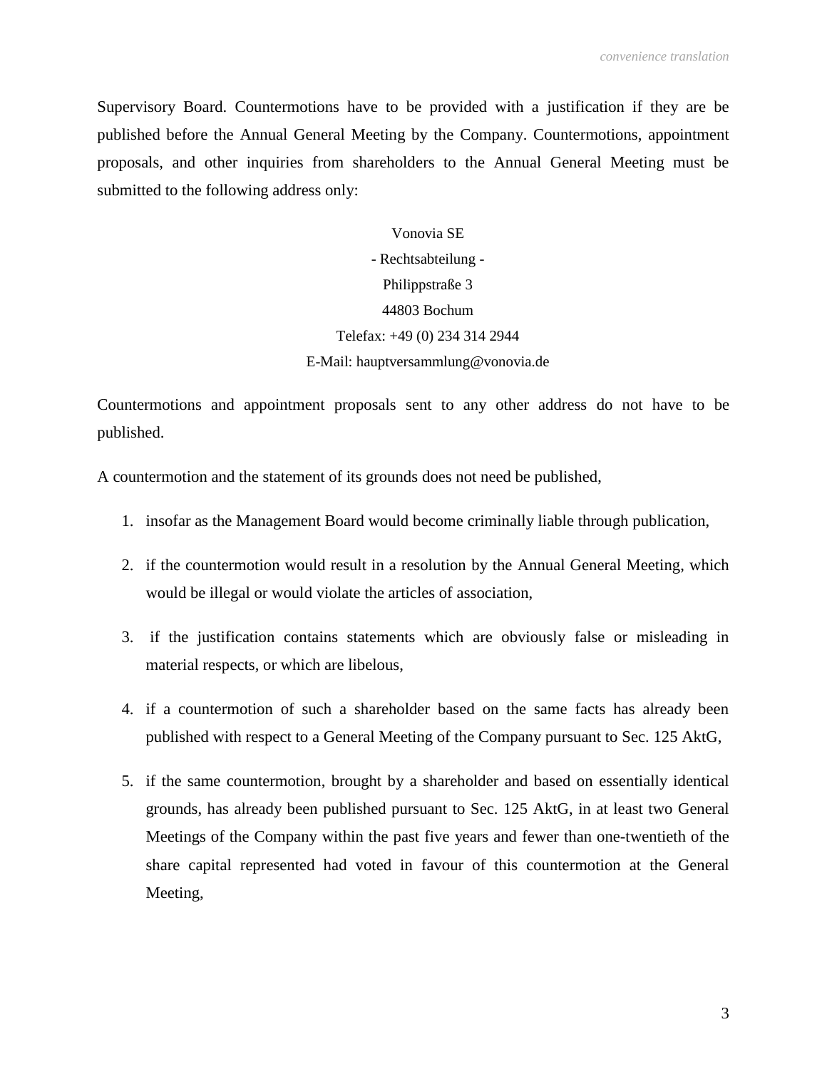Supervisory Board. Countermotions have to be provided with a justification if they are be published before the Annual General Meeting by the Company. Countermotions, appointment proposals, and other inquiries from shareholders to the Annual General Meeting must be submitted to the following address only:

Vonovia SE
- Rechtsabteilung -
Philippstraße 3
44803 Bochum
Telefax: +49 (0) 234 314 2944
E-Mail: hauptversammlung@vonovia.de

Countermotions and appointment proposals sent to any other address do not have to be published.

A countermotion and the statement of its grounds does not need be published,

1. insofar as the Management Board would become criminally liable through publication,
2. if the countermotion would result in a resolution by the Annual General Meeting, which would be illegal or would violate the articles of association,
3. if the justification contains statements which are obviously false or misleading in material respects, or which are libelous,
4. if a countermotion of such a shareholder based on the same facts has already been published with respect to a General Meeting of the Company pursuant to Sec. 125 AktG,
5. if the same countermotion, brought by a shareholder and based on essentially identical grounds, has already been published pursuant to Sec. 125 AktG, in at least two General Meetings of the Company within the past five years and fewer than one-twentieth of the share capital represented had voted in favour of this countermotion at the General Meeting,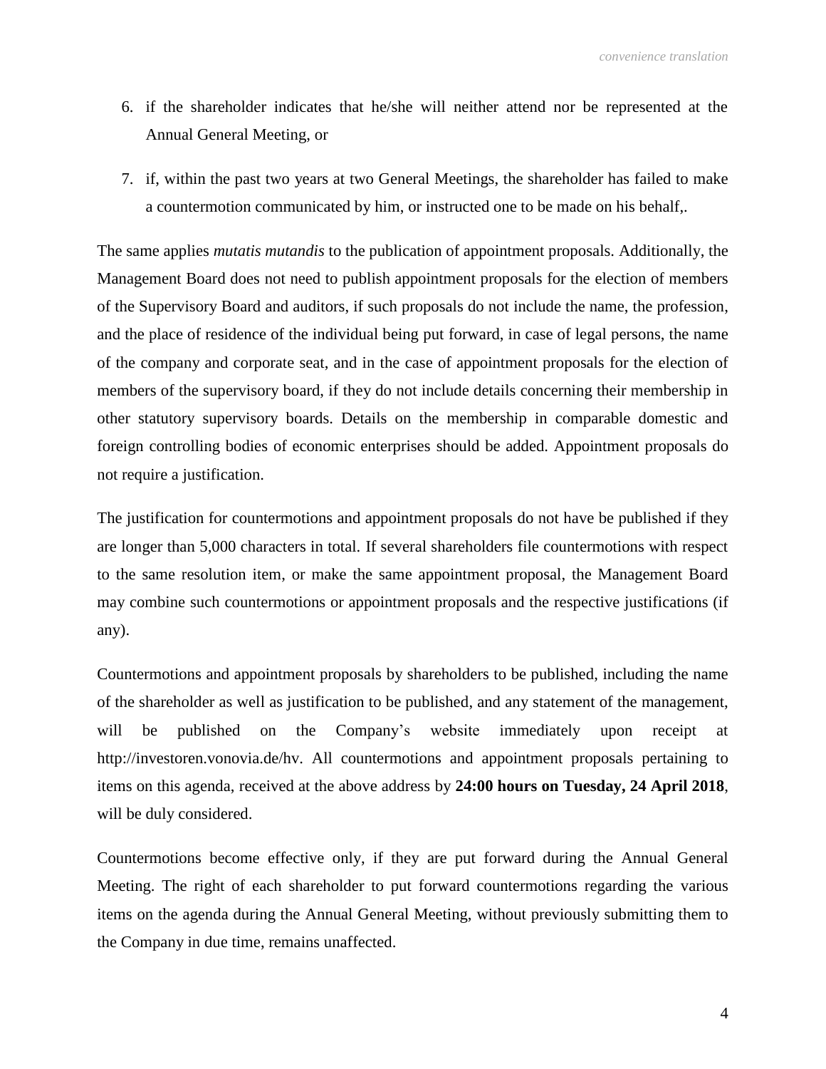6. if the shareholder indicates that he/she will neither attend nor be represented at the Annual General Meeting, or
7. if, within the past two years at two General Meetings, the shareholder has failed to make a countermotion communicated by him, or instructed one to be made on his behalf,.

The same applies *mutatis mutandis* to the publication of appointment proposals. Additionally, the Management Board does not need to publish appointment proposals for the election of members of the Supervisory Board and auditors, if such proposals do not include the name, the profession, and the place of residence of the individual being put forward, in case of legal persons, the name of the company and corporate seat, and in the case of appointment proposals for the election of members of the supervisory board, if they do not include details concerning their membership in other statutory supervisory boards. Details on the membership in comparable domestic and foreign controlling bodies of economic enterprises should be added. Appointment proposals do not require a justification.

The justification for countermotions and appointment proposals do not have be published if they are longer than 5,000 characters in total. If several shareholders file countermotions with respect to the same resolution item, or make the same appointment proposal, the Management Board may combine such countermotions or appointment proposals and the respective justifications (if any).

Countermotions and appointment proposals by shareholders to be published, including the name of the shareholder as well as justification to be published, and any statement of the management, will be published on the Company's website immediately upon receipt at http://investoren.vonovia.de/hv. All countermotions and appointment proposals pertaining to items on this agenda, received at the above address by **24:00 hours on Tuesday, 24 April 2018**, will be duly considered.

Countermotions become effective only, if they are put forward during the Annual General Meeting. The right of each shareholder to put forward countermotions regarding the various items on the agenda during the Annual General Meeting, without previously submitting them to the Company in due time, remains unaffected.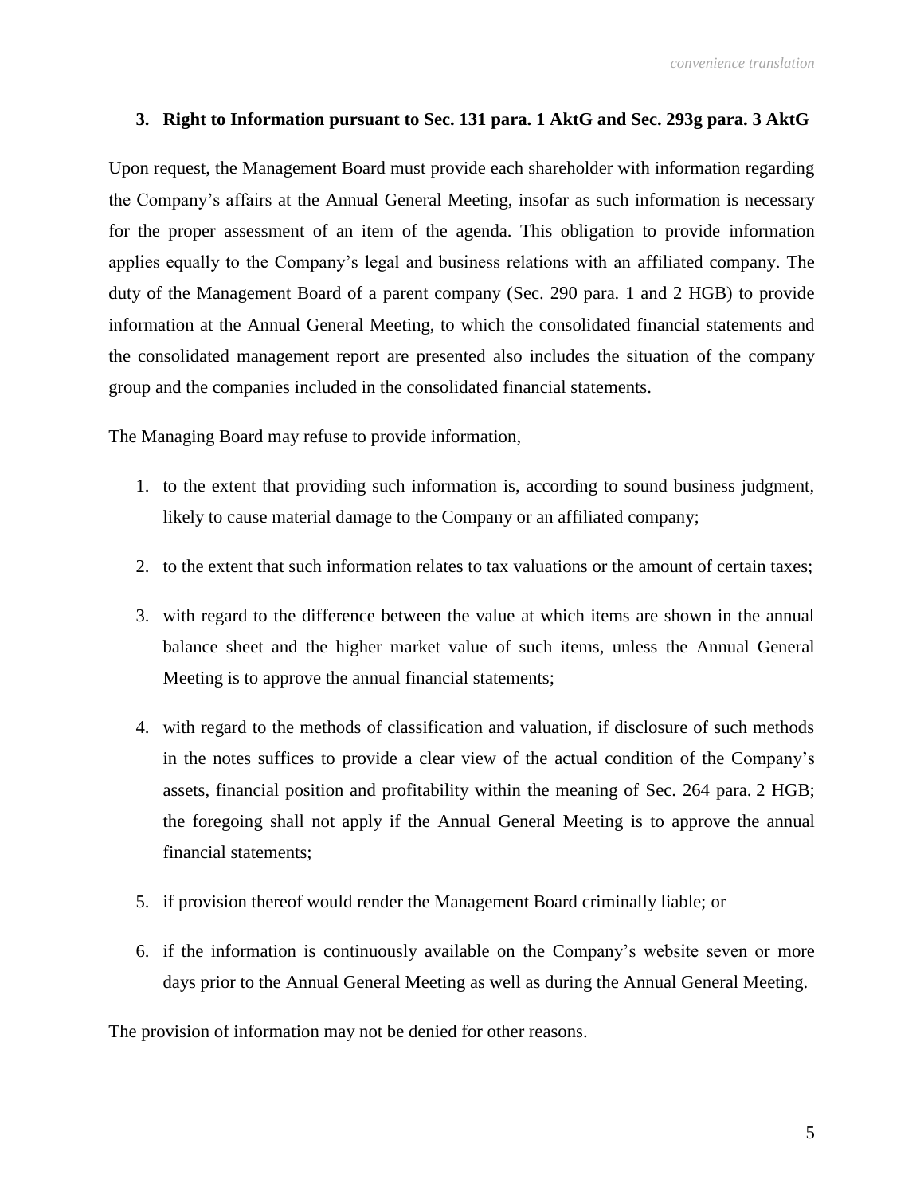### 3. Right to Information pursuant to Sec. 131 para. 1 AktG and Sec. 293g para. 3 AktG

Upon request, the Management Board must provide each shareholder with information regarding the Company's affairs at the Annual General Meeting, insofar as such information is necessary for the proper assessment of an item of the agenda. This obligation to provide information applies equally to the Company's legal and business relations with an affiliated company. The duty of the Management Board of a parent company (Sec. 290 para. 1 and 2 HGB) to provide information at the Annual General Meeting, to which the consolidated financial statements and the consolidated management report are presented also includes the situation of the company group and the companies included in the consolidated financial statements.

The Managing Board may refuse to provide information,

1. to the extent that providing such information is, according to sound business judgment, likely to cause material damage to the Company or an affiliated company;
2. to the extent that such information relates to tax valuations or the amount of certain taxes;
3. with regard to the difference between the value at which items are shown in the annual balance sheet and the higher market value of such items, unless the Annual General Meeting is to approve the annual financial statements;
4. with regard to the methods of classification and valuation, if disclosure of such methods in the notes suffices to provide a clear view of the actual condition of the Company's assets, financial position and profitability within the meaning of Sec. 264 para. 2 HGB; the foregoing shall not apply if the Annual General Meeting is to approve the annual financial statements;
5. if provision thereof would render the Management Board criminally liable; or
6. if the information is continuously available on the Company's website seven or more days prior to the Annual General Meeting as well as during the Annual General Meeting.

The provision of information may not be denied for other reasons.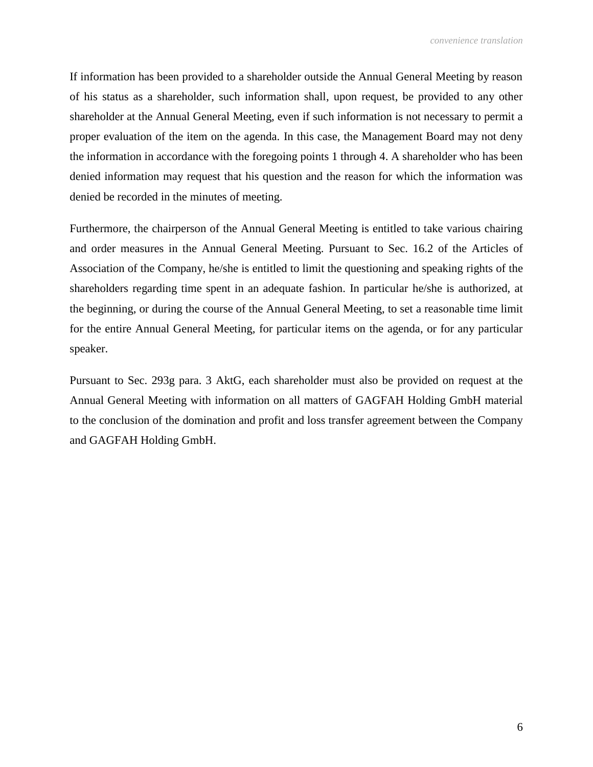If information has been provided to a shareholder outside the Annual General Meeting by reason of his status as a shareholder, such information shall, upon request, be provided to any other shareholder at the Annual General Meeting, even if such information is not necessary to permit a proper evaluation of the item on the agenda. In this case, the Management Board may not deny the information in accordance with the foregoing points 1 through 4. A shareholder who has been denied information may request that his question and the reason for which the information was denied be recorded in the minutes of meeting.

Furthermore, the chairperson of the Annual General Meeting is entitled to take various chairing and order measures in the Annual General Meeting. Pursuant to Sec. 16.2 of the Articles of Association of the Company, he/she is entitled to limit the questioning and speaking rights of the shareholders regarding time spent in an adequate fashion. In particular he/she is authorized, at the beginning, or during the course of the Annual General Meeting, to set a reasonable time limit for the entire Annual General Meeting, for particular items on the agenda, or for any particular speaker.

Pursuant to Sec. 293g para. 3 AktG, each shareholder must also be provided on request at the Annual General Meeting with information on all matters of GAGFAH Holding GmbH material to the conclusion of the domination and profit and loss transfer agreement between the Company and GAGFAH Holding GmbH.